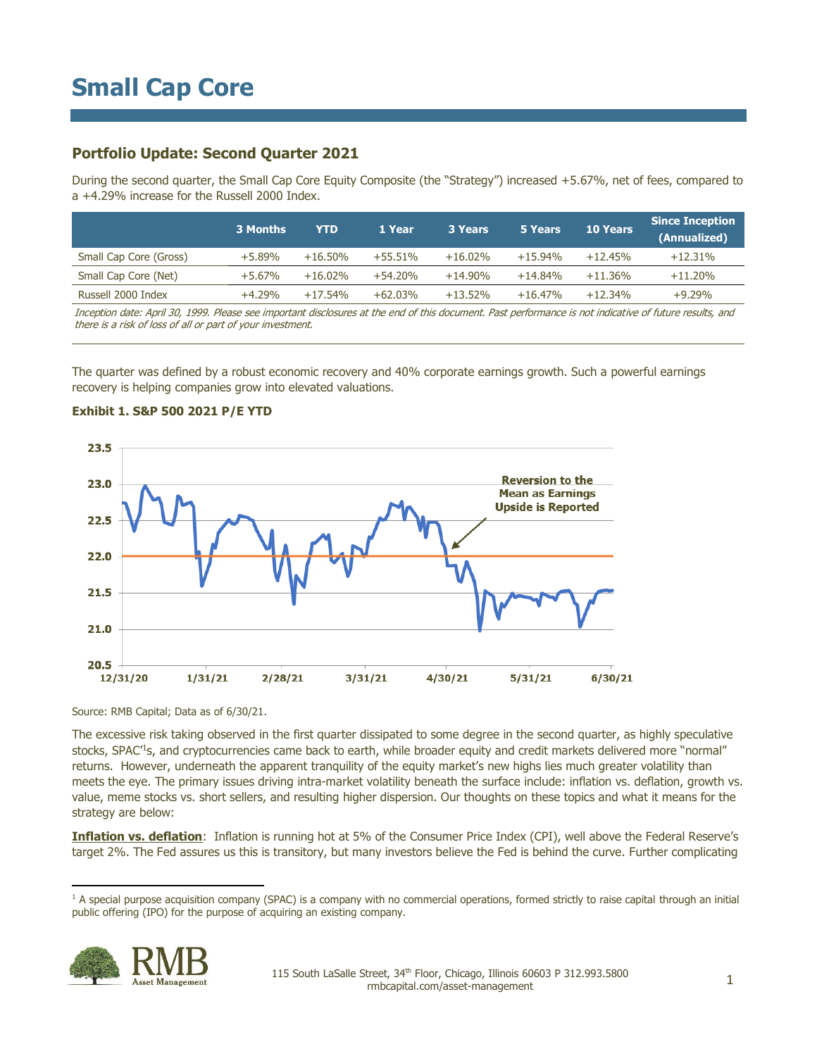# Small Cap Core

## Portfolio Update: Second Quarter 2021

During the second quarter, the Small Cap Core Equity Composite (the "Strategy") increased +5.67%, net of fees, compared to a +4.29% increase for the Russell 2000 Index.

| | 3 Months | YTD | 1 Year | 3 Years | 5 Years | 10 Years | Since Inception (Annualized) |
|---|---|---|---|---|---|---|---|
| Small Cap Core (Gross) | +5.89% | +16.50% | +55.51% | +16.02% | +15.94% | +12.45% | +12.31% |
| Small Cap Core (Net) | +5.67% | +16.02% | +54.20% | +14.90% | +14.84% | +11.36% | +11.20% |
| Russell 2000 Index | +4.29% | +17.54% | +62.03% | +13.52% | +16.47% | +12.34% | +9.29% |

*Inception date: April 30, 1999. Please see important disclosures at the end of this document. Past performance is not indicative of future results, and there is a risk of loss of all or part of your investment.*

The quarter was defined by a robust economic recovery and 40% corporate earnings growth. Such a powerful earnings recovery is helping companies grow into elevated valuations.

**Exhibit 1. S&P 500 2021 P/E YTD**

23.5
23.0
22.5
22.0
21.5
21.0
20.5

12/31/20 1/31/21 2/28/21 3/31/21 4/30/21 5/31/21 6/30/21

Reversion to the Mean as Earnings Upside is Reported

Source: RMB Capital; Data as of 6/30/21.

The excessive risk taking observed in the first quarter dissipated to some degree in the second quarter, as highly speculative stocks, SPAC's[1], and cryptocurrencies came back to earth, while broader equity and credit markets delivered more "normal" returns. However, underneath the apparent tranquility of the equity market's new highs lies much greater volatility than meets the eye. The primary issues driving intra-market volatility beneath the surface include: inflation vs. deflation, growth vs. value, meme stocks vs. short sellers, and resulting higher dispersion. Our thoughts on these topics and what it means for the strategy are below:

**Inflation vs. deflation**: Inflation is running hot at 5% of the Consumer Price Index (CPI), well above the Federal Reserve's target 2%. The Fed assures us this is transitory, but many investors believe the Fed is behind the curve. Further complicating

[1] A special purpose acquisition company (SPAC) is a company with no commercial operations, formed strictly to raise capital through an initial public offering (IPO) for the purpose of acquiring an existing company.

RMB Asset Management

115 South LaSalle Street, 34th Floor, Chicago, Illinois 60603 P 312.993.5800
rmbcapital.com/asset-management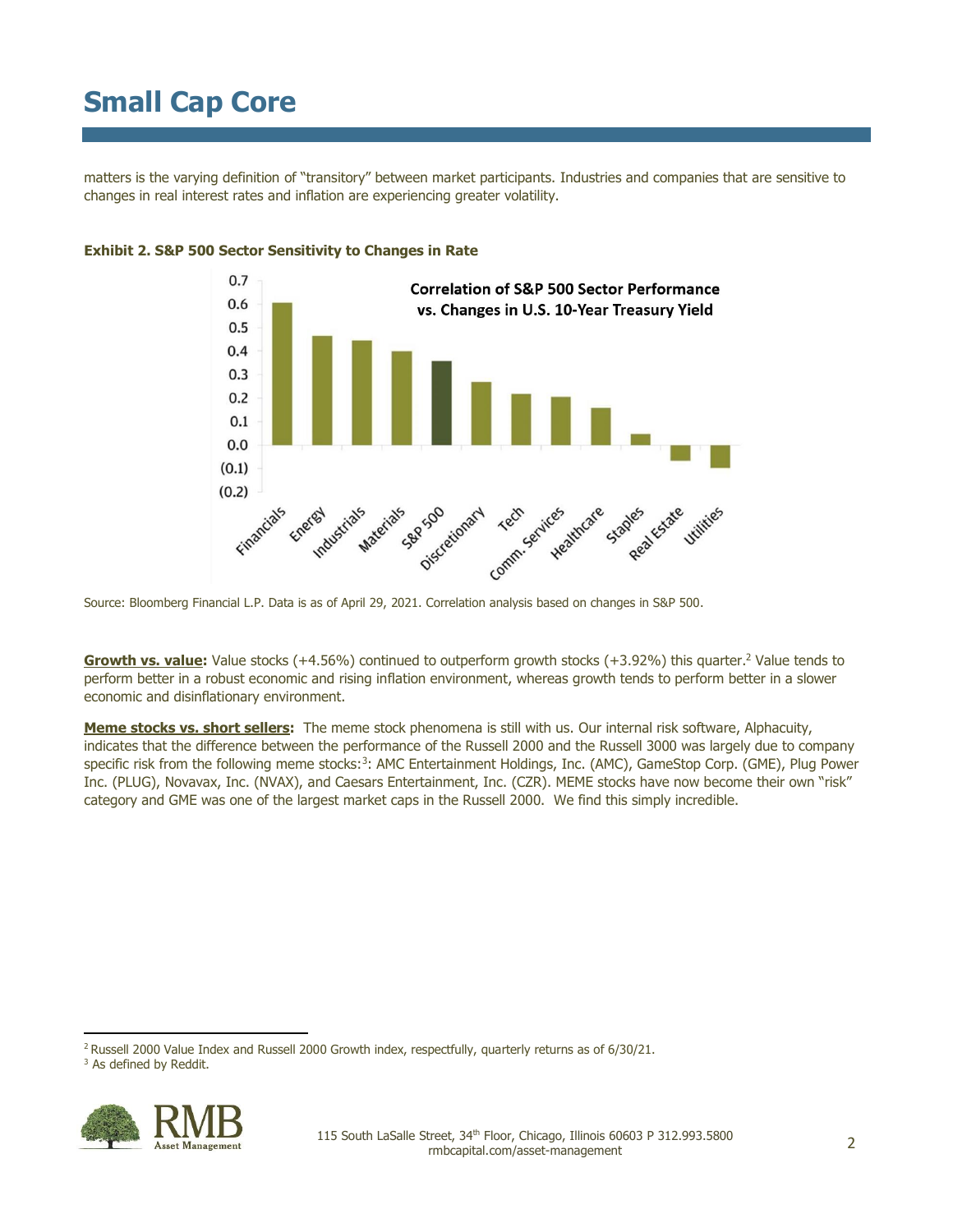# Small Cap Core

matters is the varying definition of "transitory" between market participants. Industries and companies that are sensitive to changes in real interest rates and inflation are experiencing greater volatility.

**Exhibit 2. S&P 500 Sector Sensitivity to Changes in Rate**

Correlation of S&P 500 Sector Performance vs. Changes in U.S. 10-Year Treasury Yield

0.7
0.6
0.5
0.4
0.3
0.2
0.1
0.0
(0.1)
(0.2)

Financials
Energy
Industrials
Materials
S&P 500
Discretionary
Tech
Comm. Services
Healthcare
Staples
Real Estate
Utilities

Source: Bloomberg Financial L.P. Data is as of April 29, 2021. Correlation analysis based on changes in S&P 500.

**Growth vs. value:** Value stocks (+4.56%) continued to outperform growth stocks (+3.92%) this quarter.[2] Value tends to perform better in a robust economic and rising inflation environment, whereas growth tends to perform better in a slower economic and disinflationary environment.

**Meme stocks vs. short sellers:** The meme stock phenomena is still with us. Our internal risk software, Alphacuity, indicates that the difference between the performance of the Russell 2000 and the Russell 3000 was largely due to company specific risk from the following meme stocks:[3]: AMC Entertainment Holdings, Inc. (AMC), GameStop Corp. (GME), Plug Power Inc. (PLUG), Novavax, Inc. (NVAX), and Caesars Entertainment, Inc. (CZR). MEME stocks have now become their own "risk" category and GME was one of the largest market caps in the Russell 2000. We find this simply incredible.

[2] Russell 2000 Value Index and Russell 2000 Growth index, respectfully, quarterly returns as of 6/30/21.
[3] As defined by Reddit.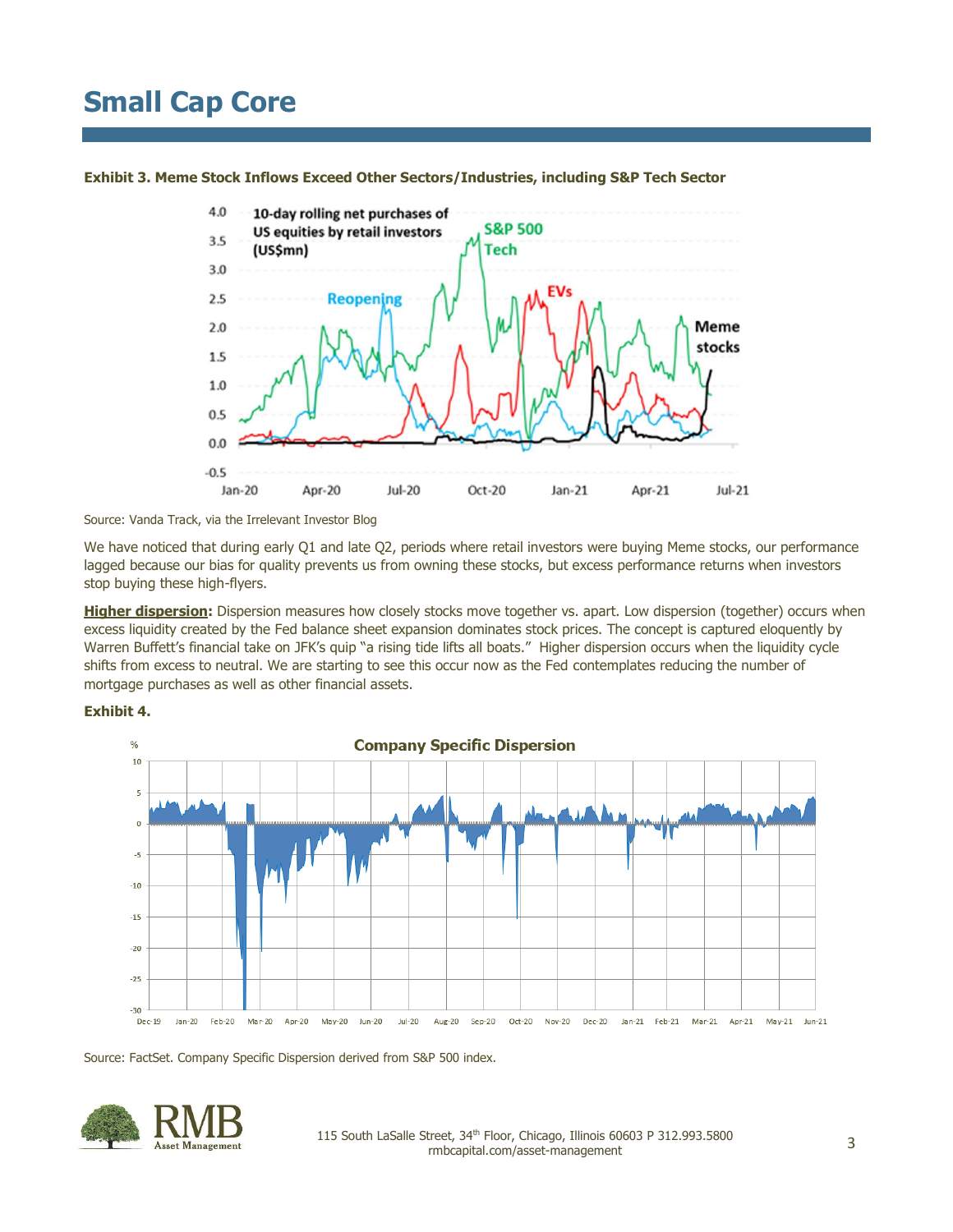# Small Cap Core

**Exhibit 3. Meme Stock Inflows Exceed Other Sectors/Industries, including S&P Tech Sector**

10-day rolling net purchases of US equities by retail investors (US$mn)

S&P 500 Tech

Reopening

EVs

Meme stocks

4.0
3.5
3.0
2.5
2.0
1.5
1.0
0.5
0.0
-0.5

Jan-20 Apr-20 Jul-20 Oct-20 Jan-21 Apr-21 Jul-21

Source: Vanda Track, via the Irrelevant Investor Blog

We have noticed that during early Q1 and late Q2, periods where retail investors were buying Meme stocks, our performance lagged because our bias for quality prevents us from owning these stocks, but excess performance returns when investors stop buying these high-flyers.

**Higher dispersion:** Dispersion measures how closely stocks move together vs. apart. Low dispersion (together) occurs when excess liquidity created by the Fed balance sheet expansion dominates stock prices. The concept is captured eloquently by Warren Buffett's financial take on JFK's quip "a rising tide lifts all boats." Higher dispersion occurs when the liquidity cycle shifts from excess to neutral. We are starting to see this occur now as the Fed contemplates reducing the number of mortgage purchases as well as other financial assets.

**Exhibit 4.**

Company Specific Dispersion

%

10
5
0
-5
-10
-15
-20
-25
-30

Dec-19 Jan-20 Feb-20 Mar-20 Apr-20 May-20 Jun-20 Jul-20 Aug-20 Sep-20 Oct-20 Nov-20 Dec-20 Jan-21 Feb-21 Mar-21 Apr-21 May-21 Jun-21

Source: FactSet. Company Specific Dispersion derived from S&P 500 index.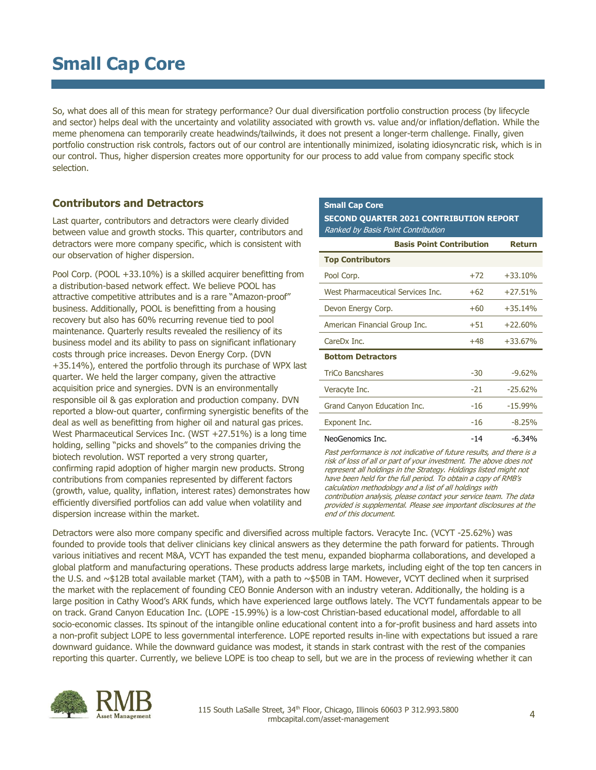# Small Cap Core

So, what does all of this mean for strategy performance? Our dual diversification portfolio construction process (by lifecycle and sector) helps deal with the uncertainty and volatility associated with growth vs. value and/or inflation/deflation. While the meme phenomena can temporarily create headwinds/tailwinds, it does not present a longer-term challenge. Finally, given portfolio construction risk controls, factors out of our control are intentionally minimized, isolating idiosyncratic risk, which is in our control. Thus, higher dispersion creates more opportunity for our process to add value from company specific stock selection.

## Contributors and Detractors

Last quarter, contributors and detractors were clearly divided between value and growth stocks. This quarter, contributors and detractors were more company specific, which is consistent with our observation of higher dispersion.

Pool Corp. (POOL +33.10%) is a skilled acquirer benefitting from a distribution-based network effect. We believe POOL has attractive competitive attributes and is a rare "Amazon-proof" business. Additionally, POOL is benefitting from a housing recovery but also has 60% recurring revenue tied to pool maintenance. Quarterly results revealed the resiliency of its business model and its ability to pass on significant inflationary costs through price increases. Devon Energy Corp. (DVN +35.14%), entered the portfolio through its purchase of WPX last quarter. We held the larger company, given the attractive acquisition price and synergies. DVN is an environmentally responsible oil & gas exploration and production company. DVN reported a blow-out quarter, confirming synergistic benefits of the deal as well as benefitting from higher oil and natural gas prices. West Pharmaceutical Services Inc. (WST +27.51%) is a long time holding, selling "picks and shovels" to the companies driving the biotech revolution. WST reported a very strong quarter, confirming rapid adoption of higher margin new products. Strong contributions from companies represented by different factors (growth, value, quality, inflation, interest rates) demonstrates how efficiently diversified portfolios can add value when volatility and dispersion increase within the market.

**Small Cap Core**
**SECOND QUARTER 2021 CONTRIBUTION REPORT**
*Ranked by Basis Point Contribution*

| | Basis Point Contribution | Return |
|---|---|---|
| **Top Contributors** | | |
| Pool Corp. | +72 | +33.10% |
| West Pharmaceutical Services Inc. | +62 | +27.51% |
| Devon Energy Corp. | +60 | +35.14% |
| American Financial Group Inc. | +51 | +22.60% |
| CareDx Inc. | +48 | +33.67% |
| **Bottom Detractors** | | |
| TriCo Bancshares | -30 | -9.62% |
| Veracyte Inc. | -21 | -25.62% |
| Grand Canyon Education Inc. | -16 | -15.99% |
| Exponent Inc. | -16 | -8.25% |
| NeoGenomics Inc. | -14 | -6.34% |

*Past performance is not indicative of future results, and there is a risk of loss of all or part of your investment. The above does not represent all holdings in the Strategy. Holdings listed might not have been held for the full period. To obtain a copy of RMB's calculation methodology and a list of all holdings with contribution analysis, please contact your service team. The data provided is supplemental. Please see important disclosures at the end of this document.*

Detractors were also more company specific and diversified across multiple factors. Veracyte Inc. (VCYT -25.62%) was founded to provide tools that deliver clinicians key clinical answers as they determine the path forward for patients. Through various initiatives and recent M&A, VCYT has expanded the test menu, expanded biopharma collaborations, and developed a global platform and manufacturing operations. These products address large markets, including eight of the top ten cancers in the U.S. and ~$12B total available market (TAM), with a path to ~$50B in TAM. However, VCYT declined when it surprised the market with the replacement of founding CEO Bonnie Anderson with an industry veteran. Additionally, the holding is a large position in Cathy Wood's ARK funds, which have experienced large outflows lately. The VCYT fundamentals appear to be on track. Grand Canyon Education Inc. (LOPE -15.99%) is a low-cost Christian-based educational model, affordable to all socio-economic classes. Its spinout of the intangible online educational content into a for-profit business and hard assets into a non-profit subject LOPE to less governmental interference. LOPE reported results in-line with expectations but issued a rare downward guidance. While the downward guidance was modest, it stands in stark contrast with the rest of the companies reporting this quarter. Currently, we believe LOPE is too cheap to sell, but we are in the process of reviewing whether it can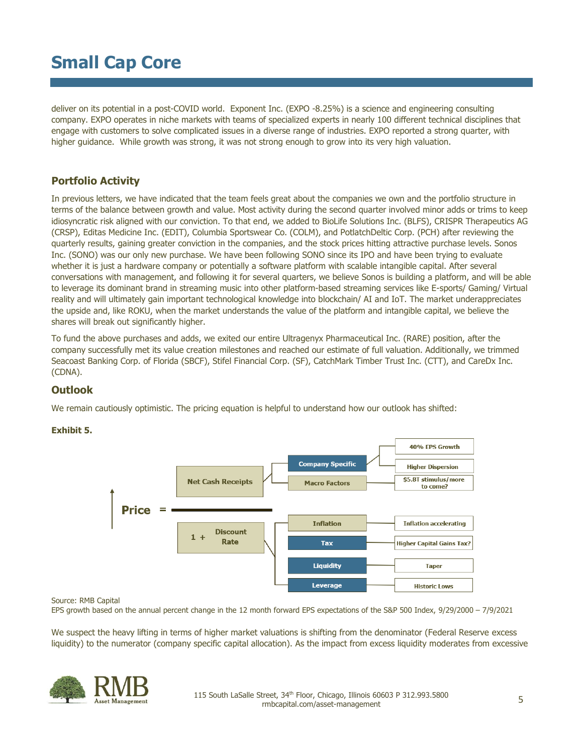# Small Cap Core

deliver on its potential in a post-COVID world. Exponent Inc. (EXPO -8.25%) is a science and engineering consulting company. EXPO operates in niche markets with teams of specialized experts in nearly 100 different technical disciplines that engage with customers to solve complicated issues in a diverse range of industries. EXPO reported a strong quarter, with higher guidance. While growth was strong, it was not strong enough to grow into its very high valuation.

## Portfolio Activity

In previous letters, we have indicated that the team feels great about the companies we own and the portfolio structure in terms of the balance between growth and value. Most activity during the second quarter involved minor adds or trims to keep idiosyncratic risk aligned with our conviction. To that end, we added to BioLife Solutions Inc. (BLFS), CRISPR Therapeutics AG (CRSP), Editas Medicine Inc. (EDIT), Columbia Sportswear Co. (COLM), and PotlatchDeltic Corp. (PCH) after reviewing the quarterly results, gaining greater conviction in the companies, and the stock prices hitting attractive purchase levels. Sonos Inc. (SONO) was our only new purchase. We have been following SONO since its IPO and have been trying to evaluate whether it is just a hardware company or potentially a software platform with scalable intangible capital. After several conversations with management, and following it for several quarters, we believe Sonos is building a platform, and will be able to leverage its dominant brand in streaming music into other platform-based streaming services like E-sports/ Gaming/ Virtual reality and will ultimately gain important technological knowledge into blockchain/ AI and IoT. The market underappreciates the upside and, like ROKU, when the market understands the value of the platform and intangible capital, we believe the shares will break out significantly higher.

To fund the above purchases and adds, we exited our entire Ultragenyx Pharmaceutical Inc. (RARE) position, after the company successfully met its value creation milestones and reached our estimate of full valuation. Additionally, we trimmed Seacoast Banking Corp. of Florida (SBCF), Stifel Financial Corp. (SF), CatchMark Timber Trust Inc. (CTT), and CareDx Inc. (CDNA).

## Outlook

We remain cautiously optimistic. The pricing equation is helpful to understand how our outlook has shifted:

**Exhibit 5.**

Price = Net Cash Receipts / (1 + Discount Rate)

Net Cash Receipts
Company Specific
40% EPS Growth
Higher Dispersion
Macro Factors
$5.8T stimulus/more to come?

1 + Discount Rate
Inflation
Inflation accelerating
Tax
Higher Capital Gains Tax?
Liquidity
Taper
Leverage
Historic Lows

Source: RMB Capital
EPS growth based on the annual percent change in the 12 month forward EPS expectations of the S&P 500 Index, 9/29/2000 – 7/9/2021

We suspect the heavy lifting in terms of higher market valuations is shifting from the denominator (Federal Reserve excess liquidity) to the numerator (company specific capital allocation). As the impact from excess liquidity moderates from excessive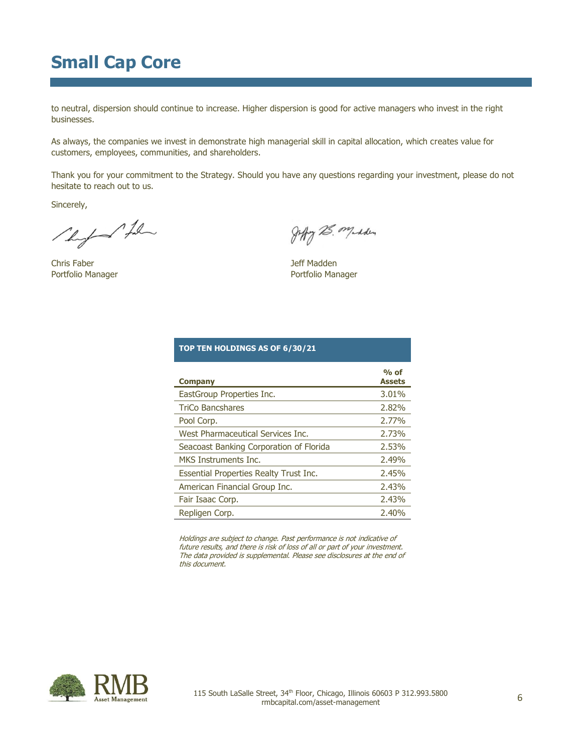# Small Cap Core

to neutral, dispersion should continue to increase. Higher dispersion is good for active managers who invest in the right businesses.

As always, the companies we invest in demonstrate high managerial skill in capital allocation, which creates value for customers, employees, communities, and shareholders.

Thank you for your commitment to the Strategy. Should you have any questions regarding your investment, please do not hesitate to reach out to us.

Sincerely,

Chris Faber
Portfolio Manager

Jeff Madden
Portfolio Manager

**TOP TEN HOLDINGS AS OF 6/30/21**

| Company | % of Assets |
|---|---|
| EastGroup Properties Inc. | 3.01% |
| TriCo Bancshares | 2.82% |
| Pool Corp. | 2.77% |
| West Pharmaceutical Services Inc. | 2.73% |
| Seacoast Banking Corporation of Florida | 2.53% |
| MKS Instruments Inc. | 2.49% |
| Essential Properties Realty Trust Inc. | 2.45% |
| American Financial Group Inc. | 2.43% |
| Fair Isaac Corp. | 2.43% |
| Repligen Corp. | 2.40% |

*Holdings are subject to change. Past performance is not indicative of future results, and there is risk of loss of all or part of your investment. The data provided is supplemental. Please see disclosures at the end of this document.*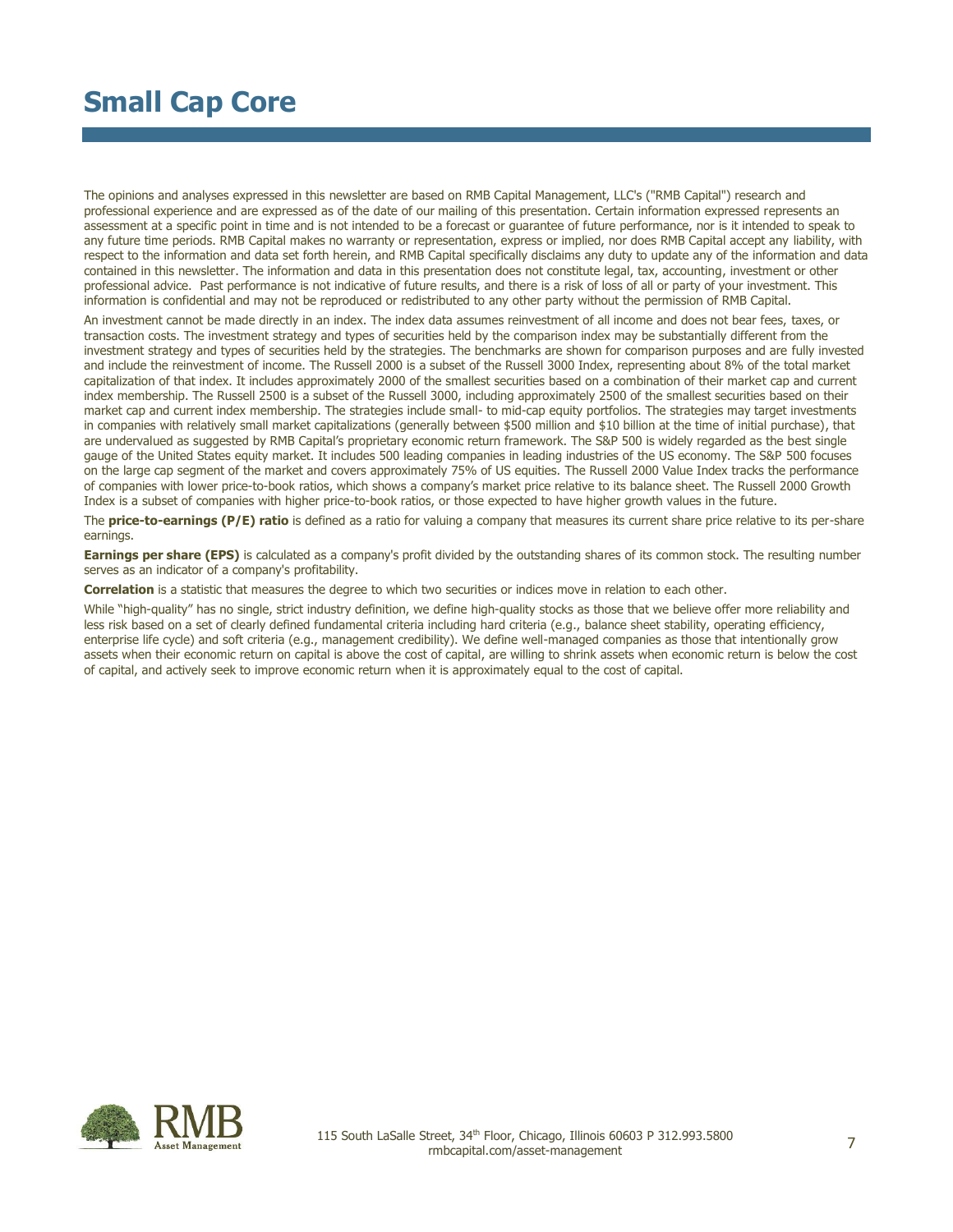# Small Cap Core

The opinions and analyses expressed in this newsletter are based on RMB Capital Management, LLC's ("RMB Capital") research and professional experience and are expressed as of the date of our mailing of this presentation. Certain information expressed represents an assessment at a specific point in time and is not intended to be a forecast or guarantee of future performance, nor is it intended to speak to any future time periods. RMB Capital makes no warranty or representation, express or implied, nor does RMB Capital accept any liability, with respect to the information and data set forth herein, and RMB Capital specifically disclaims any duty to update any of the information and data contained in this newsletter. The information and data in this presentation does not constitute legal, tax, accounting, investment or other professional advice. Past performance is not indicative of future results, and there is a risk of loss of all or party of your investment. This information is confidential and may not be reproduced or redistributed to any other party without the permission of RMB Capital.

An investment cannot be made directly in an index. The index data assumes reinvestment of all income and does not bear fees, taxes, or transaction costs. The investment strategy and types of securities held by the comparison index may be substantially different from the investment strategy and types of securities held by the strategies. The benchmarks are shown for comparison purposes and are fully invested and include the reinvestment of income. The Russell 2000 is a subset of the Russell 3000 Index, representing about 8% of the total market capitalization of that index. It includes approximately 2000 of the smallest securities based on a combination of their market cap and current index membership. The Russell 2500 is a subset of the Russell 3000, including approximately 2500 of the smallest securities based on their market cap and current index membership. The strategies include small- to mid-cap equity portfolios. The strategies may target investments in companies with relatively small market capitalizations (generally between $500 million and $10 billion at the time of initial purchase), that are undervalued as suggested by RMB Capital's proprietary economic return framework. The S&P 500 is widely regarded as the best single gauge of the United States equity market. It includes 500 leading companies in leading industries of the US economy. The S&P 500 focuses on the large cap segment of the market and covers approximately 75% of US equities. The Russell 2000 Value Index tracks the performance of companies with lower price-to-book ratios, which shows a company's market price relative to its balance sheet. The Russell 2000 Growth Index is a subset of companies with higher price-to-book ratios, or those expected to have higher growth values in the future.

The **price-to-earnings (P/E) ratio** is defined as a ratio for valuing a company that measures its current share price relative to its per-share earnings.

**Earnings per share (EPS)** is calculated as a company's profit divided by the outstanding shares of its common stock. The resulting number serves as an indicator of a company's profitability.

**Correlation** is a statistic that measures the degree to which two securities or indices move in relation to each other.

While "high-quality" has no single, strict industry definition, we define high-quality stocks as those that we believe offer more reliability and less risk based on a set of clearly defined fundamental criteria including hard criteria (e.g., balance sheet stability, operating efficiency, enterprise life cycle) and soft criteria (e.g., management credibility). We define well-managed companies as those that intentionally grow assets when their economic return on capital is above the cost of capital, are willing to shrink assets when economic return is below the cost of capital, and actively seek to improve economic return when it is approximately equal to the cost of capital.

RMB Asset Management

115 South LaSalle Street, 34th Floor, Chicago, Illinois 60603 P 312.993.5800
rmbcapital.com/asset-management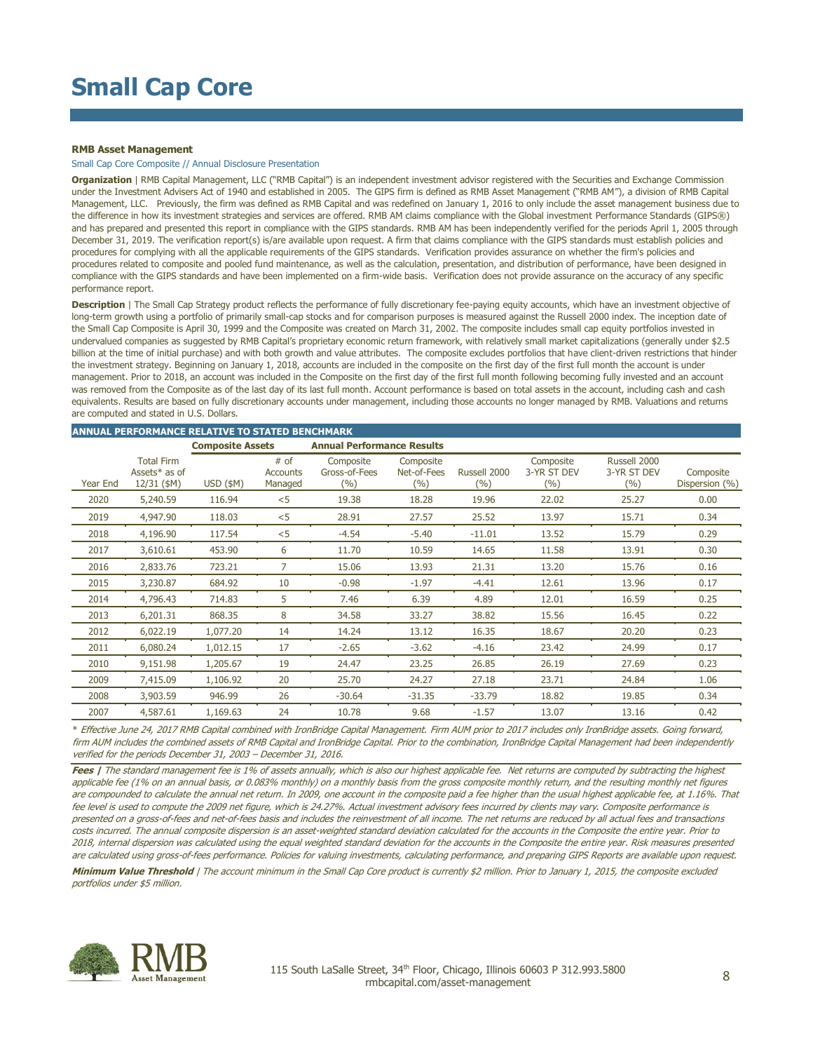# Small Cap Core

**RMB Asset Management**

Small Cap Core Composite // Annual Disclosure Presentation

**Organization** | RMB Capital Management, LLC ("RMB Capital") is an independent investment advisor registered with the Securities and Exchange Commission under the Investment Advisers Act of 1940 and established in 2005. The GIPS firm is defined as RMB Asset Management ("RMB AM"), a division of RMB Capital Management, LLC. Previously, the firm was defined as RMB Capital and was redefined on January 1, 2016 to only include the asset management business due to the difference in how its investment strategies and services are offered. RMB AM claims compliance with the Global investment Performance Standards (GIPS®) and has prepared and presented this report in compliance with the GIPS standards. RMB AM has been independently verified for the periods April 1, 2005 through December 31, 2019. The verification report(s) is/are available upon request. A firm that claims compliance with the GIPS standards must establish policies and procedures for complying with all the applicable requirements of the GIPS standards. Verification provides assurance on whether the firm's policies and procedures related to composite and pooled fund maintenance, as well as the calculation, presentation, and distribution of performance, have been designed in compliance with the GIPS standards and have been implemented on a firm-wide basis. Verification does not provide assurance on the accuracy of any specific performance report.

**Description** | The Small Cap Strategy product reflects the performance of fully discretionary fee-paying equity accounts, which have an investment objective of long-term growth using a portfolio of primarily small-cap stocks and for comparison purposes is measured against the Russell 2000 index. The inception date of the Small Cap Composite is April 30, 1999 and the Composite was created on March 31, 2002. The composite includes small cap equity portfolios invested in undervalued companies as suggested by RMB Capital's proprietary economic return framework, with relatively small market capitalizations (generally under $2.5 billion at the time of initial purchase) and with both growth and value attributes. The composite excludes portfolios that have client-driven restrictions that hinder the investment strategy. Beginning on January 1, 2018, accounts are included in the composite on the first day of the first full month the account is under management. Prior to 2018, an account was included in the Composite on the first day of the first full month following becoming fully invested and an account was removed from the Composite as of the last day of its last full month. Account performance is based on total assets in the account, including cash and cash equivalents. Results are based on fully discretionary accounts under management, including those accounts no longer managed by RMB. Valuations and returns are computed and stated in U.S. Dollars.

**ANNUAL PERFORMANCE RELATIVE TO STATED BENCHMARK**

| | | Composite Assets | | Annual Performance Results | | | | | |
|---|---|---|---|---|---|---|---|---|---|
| Year End | Total Firm Assets* as of 12/31 ($M) | USD ($M) | # of Accounts Managed | Composite Gross-of-Fees (%) | Composite Net-of-Fees (%) | Russell 2000 (%) | Composite 3-YR ST DEV (%) | Russell 2000 3-YR ST DEV (%) | Composite Dispersion (%) |
| 2020 | 5,240.59 | 116.94 | <5 | 19.38 | 18.28 | 19.96 | 22.02 | 25.27 | 0.00 |
| 2019 | 4,947.90 | 118.03 | <5 | 28.91 | 27.57 | 25.52 | 13.97 | 15.71 | 0.34 |
| 2018 | 4,196.90 | 117.54 | <5 | -4.54 | -5.40 | -11.01 | 13.52 | 15.79 | 0.29 |
| 2017 | 3,610.61 | 453.90 | 6 | 11.70 | 10.59 | 14.65 | 11.58 | 13.91 | 0.30 |
| 2016 | 2,833.76 | 723.21 | 7 | 15.06 | 13.93 | 21.31 | 13.20 | 15.76 | 0.16 |
| 2015 | 3,230.87 | 684.92 | 10 | -0.98 | -1.97 | -4.41 | 12.61 | 13.96 | 0.17 |
| 2014 | 4,796.43 | 714.83 | 5 | 7.46 | 6.39 | 4.89 | 12.01 | 16.59 | 0.25 |
| 2013 | 6,201.31 | 868.35 | 8 | 34.58 | 33.27 | 38.82 | 15.56 | 16.45 | 0.22 |
| 2012 | 6,022.19 | 1,077.20 | 14 | 14.24 | 13.12 | 16.35 | 18.67 | 20.20 | 0.23 |
| 2011 | 6,080.24 | 1,012.15 | 17 | -2.65 | -3.62 | -4.16 | 23.42 | 24.99 | 0.17 |
| 2010 | 9,151.98 | 1,205.67 | 19 | 24.47 | 23.25 | 26.85 | 26.19 | 27.69 | 0.23 |
| 2009 | 7,415.09 | 1,106.92 | 20 | 25.70 | 24.27 | 27.18 | 23.71 | 24.84 | 1.06 |
| 2008 | 3,903.59 | 946.99 | 26 | -30.64 | -31.35 | -33.79 | 18.82 | 19.85 | 0.34 |
| 2007 | 4,587.61 | 1,169.63 | 24 | 10.78 | 9.68 | -1.57 | 13.07 | 13.16 | 0.42 |

*\* Effective June 24, 2017 RMB Capital combined with IronBridge Capital Management. Firm AUM prior to 2017 includes only IronBridge assets. Going forward, firm AUM includes the combined assets of RMB Capital and IronBridge Capital. Prior to the combination, IronBridge Capital Management had been independently verified for the periods December 31, 2003 – December 31, 2016.*

***Fees |*** *The standard management fee is 1% of assets annually, which is also our highest applicable fee. Net returns are computed by subtracting the highest applicable fee (1% on an annual basis, or 0.083% monthly) on a monthly basis from the gross composite monthly return, and the resulting monthly net figures are compounded to calculate the annual net return. In 2009, one account in the composite paid a fee higher than the usual highest applicable fee, at 1.16%. That fee level is used to compute the 2009 net figure, which is 24.27%. Actual investment advisory fees incurred by clients may vary. Composite performance is presented on a gross-of-fees and net-of-fees basis and includes the reinvestment of all income. The net returns are reduced by all actual fees and transactions costs incurred. The annual composite dispersion is an asset-weighted standard deviation calculated for the accounts in the Composite the entire year. Prior to 2018, internal dispersion was calculated using the equal weighted standard deviation for the accounts in the Composite the entire year. Risk measures presented are calculated using gross-of-fees performance. Policies for valuing investments, calculating performance, and preparing GIPS Reports are available upon request.*

***Minimum Value Threshold*** *| The account minimum in the Small Cap Core product is currently $2 million. Prior to January 1, 2015, the composite excluded portfolios under $5 million.*

RMB Asset Management

115 South LaSalle Street, 34th Floor, Chicago, Illinois 60603 P 312.993.5800
rmbcapital.com/asset-management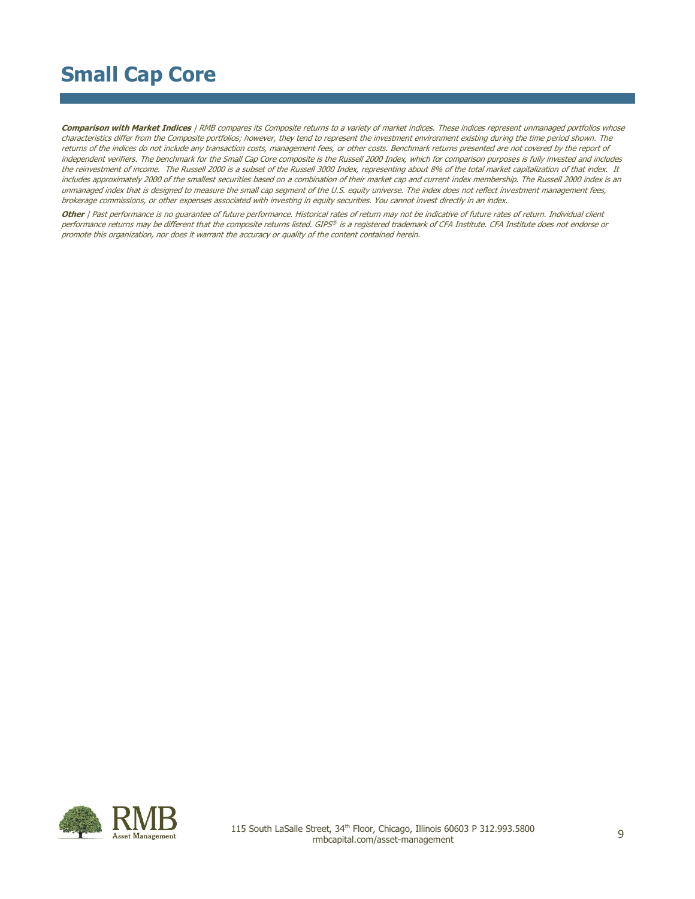# Small Cap Core

***Comparison with Market Indices*** | *RMB compares its Composite returns to a variety of market indices. These indices represent unmanaged portfolios whose characteristics differ from the Composite portfolios; however, they tend to represent the investment environment existing during the time period shown. The returns of the indices do not include any transaction costs, management fees, or other costs. Benchmark returns presented are not covered by the report of independent verifiers. The benchmark for the Small Cap Core composite is the Russell 2000 Index, which for comparison purposes is fully invested and includes the reinvestment of income. The Russell 2000 is a subset of the Russell 3000 Index, representing about 8% of the total market capitalization of that index. It includes approximately 2000 of the smallest securities based on a combination of their market cap and current index membership. The Russell 2000 index is an unmanaged index that is designed to measure the small cap segment of the U.S. equity universe. The index does not reflect investment management fees, brokerage commissions, or other expenses associated with investing in equity securities. You cannot invest directly in an index.*

***Other*** | *Past performance is no guarantee of future performance. Historical rates of return may not be indicative of future rates of return. Individual client performance returns may be different that the composite returns listed. GIPS® is a registered trademark of CFA Institute. CFA Institute does not endorse or promote this organization, nor does it warrant the accuracy or quality of the content contained herein.*

115 South LaSalle Street, 34th Floor, Chicago, Illinois 60603 P 312.993.5800
rmbcapital.com/asset-management